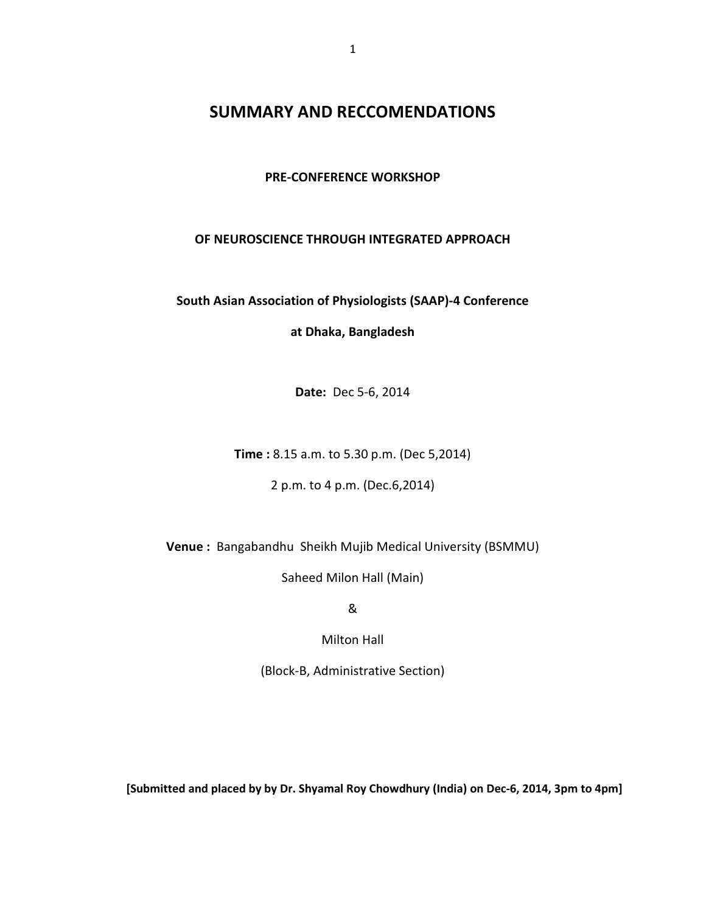# SUMMARY AND RECCOMENDATIONS

**PRE-CONFERENCE WORKSHOP**

**OF NEUROSCIENCE THROUGH INTEGRATED APPROACH**

**South Asian Association of Physiologists (SAAP)-4 Conference**

**at Dhaka, Bangladesh**

**Date:** Dec 5-6, 2014

**Time :** 8.15 a.m. to 5.30 p.m. (Dec 5,2014)

2 p.m. to 4 p.m. (Dec.6,2014)

**Venue :** Bangabandhu Sheikh Mujib Medical University (BSMMU)

Saheed Milon Hall (Main)

&

Milton Hall

(Block-B, Administrative Section)

**[Submitted and placed by by Dr. Shyamal Roy Chowdhury (India) on Dec-6, 2014, 3pm to 4pm]**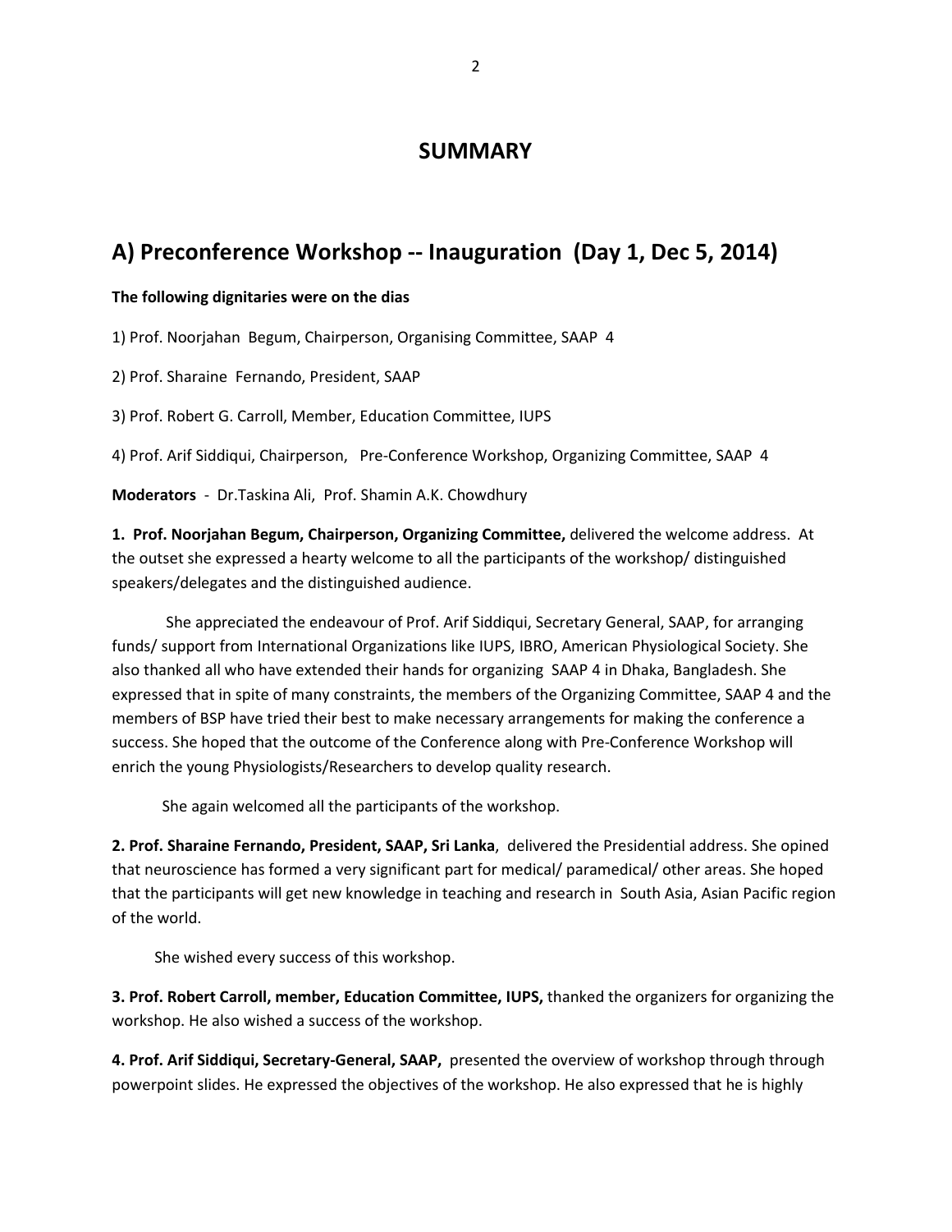# SUMMARY

## A) Preconference Workshop -- Inauguration (Day 1, Dec 5, 2014)

**The following dignitaries were on the dias**

1) Prof. Noorjahan Begum, Chairperson, Organising Committee, SAAP 4

2) Prof. Sharaine Fernando, President, SAAP

3) Prof. Robert G. Carroll, Member, Education Committee, IUPS

4) Prof. Arif Siddiqui, Chairperson, Pre-Conference Workshop, Organizing Committee, SAAP 4

**Moderators** - Dr.Taskina Ali, Prof. Shamin A.K. Chowdhury

**1. Prof. Noorjahan Begum, Chairperson, Organizing Committee,** delivered the welcome address. At the outset she expressed a hearty welcome to all the participants of the workshop/ distinguished speakers/delegates and the distinguished audience.

She appreciated the endeavour of Prof. Arif Siddiqui, Secretary General, SAAP, for arranging funds/ support from International Organizations like IUPS, IBRO, American Physiological Society. She also thanked all who have extended their hands for organizing SAAP 4 in Dhaka, Bangladesh. She expressed that in spite of many constraints, the members of the Organizing Committee, SAAP 4 and the members of BSP have tried their best to make necessary arrangements for making the conference a success. She hoped that the outcome of the Conference along with Pre-Conference Workshop will enrich the young Physiologists/Researchers to develop quality research.

She again welcomed all the participants of the workshop.

**2. Prof. Sharaine Fernando, President, SAAP, Sri Lanka**, delivered the Presidential address. She opined that neuroscience has formed a very significant part for medical/ paramedical/ other areas. She hoped that the participants will get new knowledge in teaching and research in South Asia, Asian Pacific region of the world.

She wished every success of this workshop.

**3. Prof. Robert Carroll, member, Education Committee, IUPS,** thanked the organizers for organizing the workshop. He also wished a success of the workshop.

**4. Prof. Arif Siddiqui, Secretary-General, SAAP,** presented the overview of workshop through through powerpoint slides. He expressed the objectives of the workshop. He also expressed that he is highly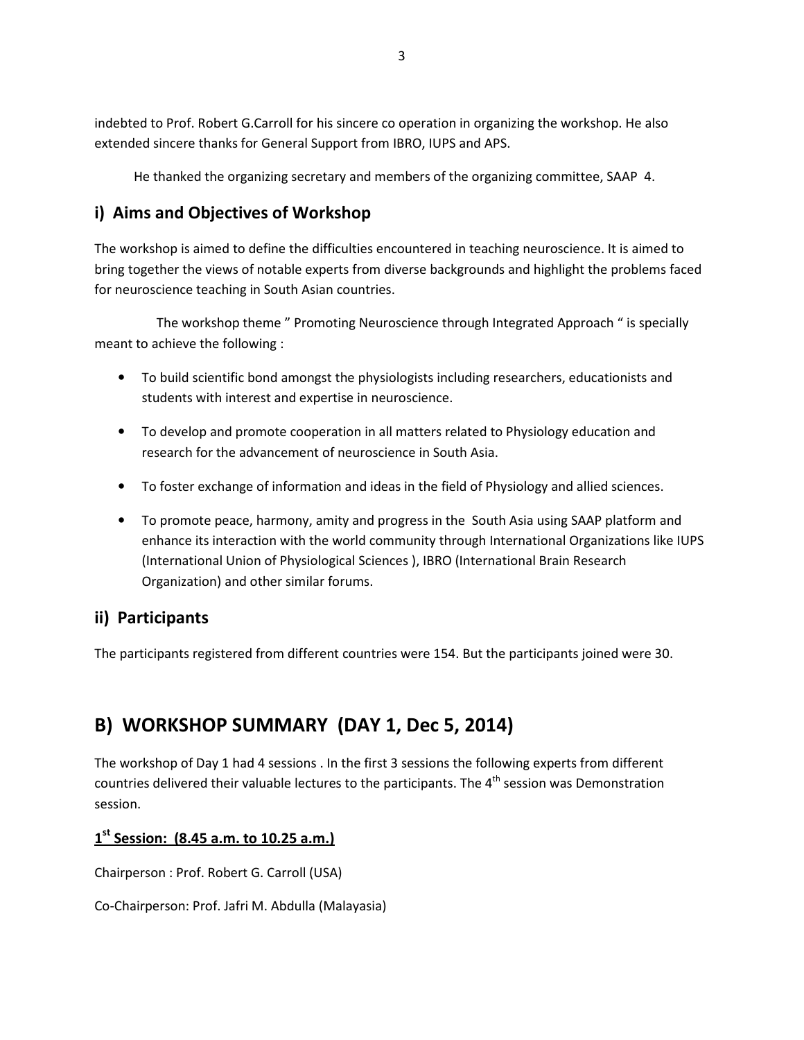indebted to Prof. Robert G.Carroll for his sincere co operation in organizing the workshop. He also extended sincere thanks for General Support from IBRO, IUPS and APS.

He thanked the organizing secretary and members of the organizing committee, SAAP 4.

## i) Aims and Objectives of Workshop

The workshop is aimed to define the difficulties encountered in teaching neuroscience. It is aimed to bring together the views of notable experts from diverse backgrounds and highlight the problems faced for neuroscience teaching in South Asian countries.

The workshop theme " Promoting Neuroscience through Integrated Approach " is specially meant to achieve the following :

- To build scientific bond amongst the physiologists including researchers, educationists and students with interest and expertise in neuroscience.
- To develop and promote cooperation in all matters related to Physiology education and research for the advancement of neuroscience in South Asia.
- To foster exchange of information and ideas in the field of Physiology and allied sciences.
- To promote peace, harmony, amity and progress in the South Asia using SAAP platform and enhance its interaction with the world community through International Organizations like IUPS (International Union of Physiological Sciences ), IBRO (International Brain Research Organization) and other similar forums.

## ii) Participants

The participants registered from different countries were 154. But the participants joined were 30.

# B) WORKSHOP SUMMARY (DAY 1, Dec 5, 2014)

The workshop of Day 1 had 4 sessions . In the first 3 sessions the following experts from different countries delivered their valuable lectures to the participants. The 4th session was Demonstration session.

### 1st Session: (8.45 a.m. to 10.25 a.m.)

Chairperson : Prof. Robert G. Carroll (USA)

Co-Chairperson: Prof. Jafri M. Abdulla (Malayasia)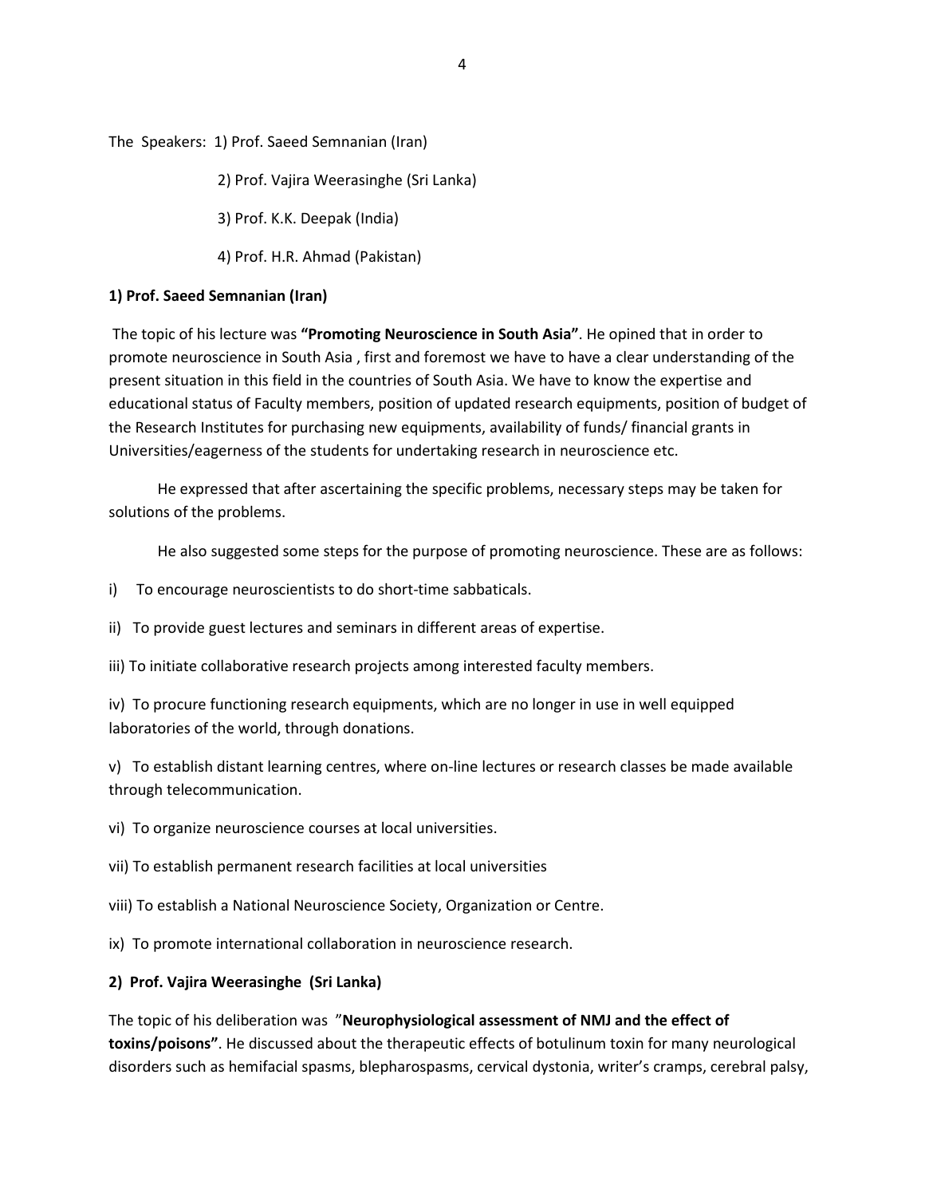The Speakers: 1) Prof. Saeed Semnanian (Iran)

2) Prof. Vajira Weerasinghe (Sri Lanka)

3) Prof. K.K. Deepak (India)

4) Prof. H.R. Ahmad (Pakistan)

**1) Prof. Saeed Semnanian (Iran)**

The topic of his lecture was **"Promoting Neuroscience in South Asia"**. He opined that in order to promote neuroscience in South Asia , first and foremost we have to have a clear understanding of the present situation in this field in the countries of South Asia. We have to know the expertise and educational status of Faculty members, position of updated research equipments, position of budget of the Research Institutes for purchasing new equipments, availability of funds/ financial grants in Universities/eagerness of the students for undertaking research in neuroscience etc.

He expressed that after ascertaining the specific problems, necessary steps may be taken for solutions of the problems.

He also suggested some steps for the purpose of promoting neuroscience. These are as follows:

i) To encourage neuroscientists to do short-time sabbaticals.

ii) To provide guest lectures and seminars in different areas of expertise.

iii) To initiate collaborative research projects among interested faculty members.

iv) To procure functioning research equipments, which are no longer in use in well equipped laboratories of the world, through donations.

v) To establish distant learning centres, where on-line lectures or research classes be made available through telecommunication.

vi) To organize neuroscience courses at local universities.

vii) To establish permanent research facilities at local universities

viii) To establish a National Neuroscience Society, Organization or Centre.

ix) To promote international collaboration in neuroscience research.

**2) Prof. Vajira Weerasinghe (Sri Lanka)**

The topic of his deliberation was "**Neurophysiological assessment of NMJ and the effect of toxins/poisons"**. He discussed about the therapeutic effects of botulinum toxin for many neurological disorders such as hemifacial spasms, blepharospasms, cervical dystonia, writer's cramps, cerebral palsy,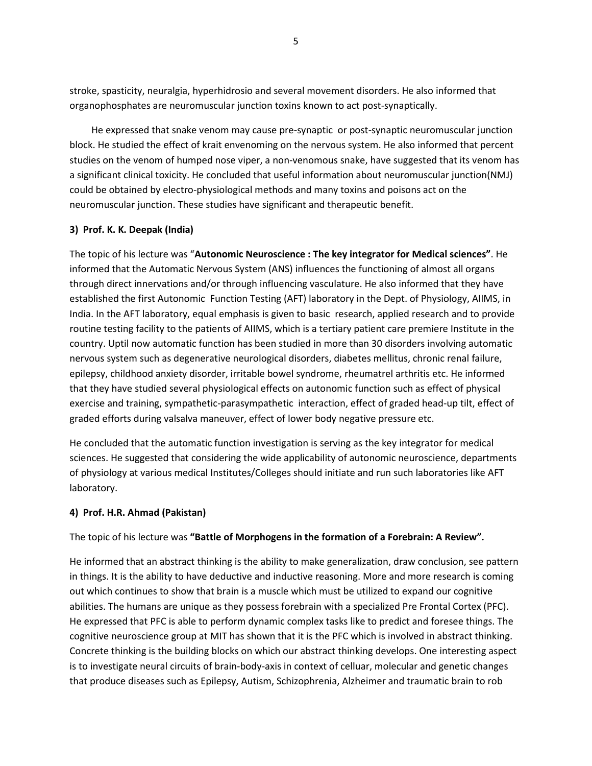stroke, spasticity, neuralgia, hyperhidrosio and several movement disorders. He also informed that organophosphates are neuromuscular junction toxins known to act post-synaptically.

He expressed that snake venom may cause pre-synaptic or post-synaptic neuromuscular junction block. He studied the effect of krait envenoming on the nervous system. He also informed that percent studies on the venom of humped nose viper, a non-venomous snake, have suggested that its venom has a significant clinical toxicity. He concluded that useful information about neuromuscular junction(NMJ) could be obtained by electro-physiological methods and many toxins and poisons act on the neuromuscular junction. These studies have significant and therapeutic benefit.

### 3) Prof. K. K. Deepak (India)

The topic of his lecture was "**Autonomic Neuroscience : The key integrator for Medical sciences"**. He informed that the Automatic Nervous System (ANS) influences the functioning of almost all organs through direct innervations and/or through influencing vasculature. He also informed that they have established the first Autonomic Function Testing (AFT) laboratory in the Dept. of Physiology, AIIMS, in India. In the AFT laboratory, equal emphasis is given to basic research, applied research and to provide routine testing facility to the patients of AIIMS, which is a tertiary patient care premiere Institute in the country. Uptil now automatic function has been studied in more than 30 disorders involving automatic nervous system such as degenerative neurological disorders, diabetes mellitus, chronic renal failure, epilepsy, childhood anxiety disorder, irritable bowel syndrome, rheumatrel arthritis etc. He informed that they have studied several physiological effects on autonomic function such as effect of physical exercise and training, sympathetic-parasympathetic interaction, effect of graded head-up tilt, effect of graded efforts during valsalva maneuver, effect of lower body negative pressure etc.

He concluded that the automatic function investigation is serving as the key integrator for medical sciences. He suggested that considering the wide applicability of autonomic neuroscience, departments of physiology at various medical Institutes/Colleges should initiate and run such laboratories like AFT laboratory.

### 4) Prof. H.R. Ahmad (Pakistan)

The topic of his lecture was **"Battle of Morphogens in the formation of a Forebrain: A Review".**

He informed that an abstract thinking is the ability to make generalization, draw conclusion, see pattern in things. It is the ability to have deductive and inductive reasoning. More and more research is coming out which continues to show that brain is a muscle which must be utilized to expand our cognitive abilities. The humans are unique as they possess forebrain with a specialized Pre Frontal Cortex (PFC). He expressed that PFC is able to perform dynamic complex tasks like to predict and foresee things. The cognitive neuroscience group at MIT has shown that it is the PFC which is involved in abstract thinking. Concrete thinking is the building blocks on which our abstract thinking develops. One interesting aspect is to investigate neural circuits of brain-body-axis in context of celluar, molecular and genetic changes that produce diseases such as Epilepsy, Autism, Schizophrenia, Alzheimer and traumatic brain to rob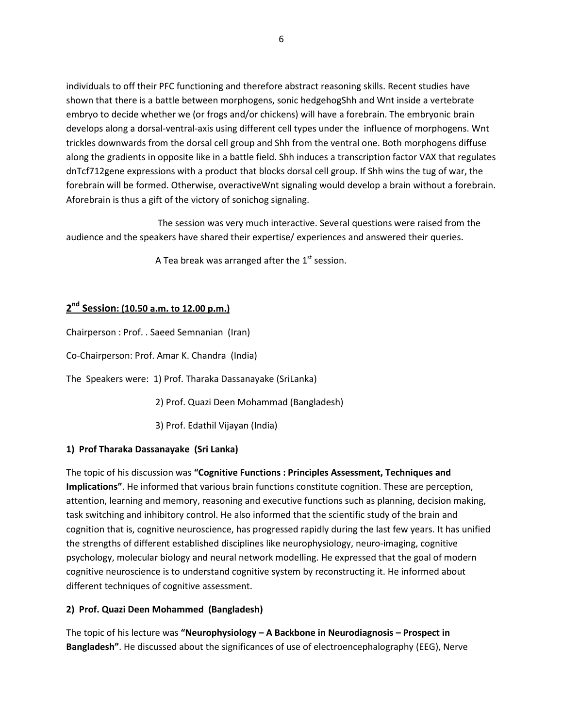individuals to off their PFC functioning and therefore abstract reasoning skills. Recent studies have shown that there is a battle between morphogens, sonic hedgehogShh and Wnt inside a vertebrate embryo to decide whether we (or frogs and/or chickens) will have a forebrain. The embryonic brain develops along a dorsal-ventral-axis using different cell types under the influence of morphogens. Wnt trickles downwards from the dorsal cell group and Shh from the ventral one. Both morphogens diffuse along the gradients in opposite like in a battle field. Shh induces a transcription factor VAX that regulates dnTcf712gene expressions with a product that blocks dorsal cell group. If Shh wins the tug of war, the forebrain will be formed. Otherwise, overactiveWnt signaling would develop a brain without a forebrain. Aforebrain is thus a gift of the victory of sonichog signaling.

The session was very much interactive. Several questions were raised from the audience and the speakers have shared their expertise/ experiences and answered their queries.

A Tea break was arranged after the 1st session.

## 2nd Session: (10.50 a.m. to 12.00 p.m.)

Chairperson : Prof. . Saeed Semnanian (Iran)

Co-Chairperson: Prof. Amar K. Chandra (India)

The Speakers were: 1) Prof. Tharaka Dassanayake (SriLanka)

2) Prof. Quazi Deen Mohammad (Bangladesh)

3) Prof. Edathil Vijayan (India)

### 1) Prof Tharaka Dassanayake (Sri Lanka)

The topic of his discussion was **"Cognitive Functions : Principles Assessment, Techniques and Implications"**. He informed that various brain functions constitute cognition. These are perception, attention, learning and memory, reasoning and executive functions such as planning, decision making, task switching and inhibitory control. He also informed that the scientific study of the brain and cognition that is, cognitive neuroscience, has progressed rapidly during the last few years. It has unified the strengths of different established disciplines like neurophysiology, neuro-imaging, cognitive psychology, molecular biology and neural network modelling. He expressed that the goal of modern cognitive neuroscience is to understand cognitive system by reconstructing it. He informed about different techniques of cognitive assessment.

### 2) Prof. Quazi Deen Mohammed (Bangladesh)

The topic of his lecture was **"Neurophysiology – A Backbone in Neurodiagnosis – Prospect in Bangladesh"**. He discussed about the significances of use of electroencephalography (EEG), Nerve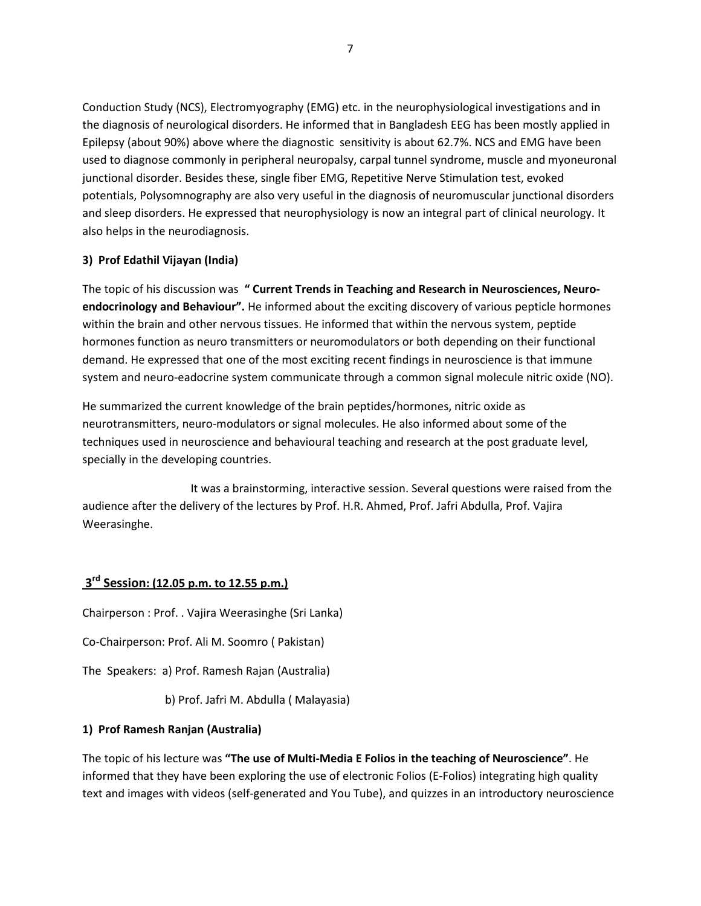Conduction Study (NCS), Electromyography (EMG) etc. in the neurophysiological investigations and in the diagnosis of neurological disorders. He informed that in Bangladesh EEG has been mostly applied in Epilepsy (about 90%) above where the diagnostic sensitivity is about 62.7%. NCS and EMG have been used to diagnose commonly in peripheral neuropalsy, carpal tunnel syndrome, muscle and myoneuronal junctional disorder. Besides these, single fiber EMG, Repetitive Nerve Stimulation test, evoked potentials, Polysomnography are also very useful in the diagnosis of neuromuscular junctional disorders and sleep disorders. He expressed that neurophysiology is now an integral part of clinical neurology. It also helps in the neurodiagnosis.

**3) Prof Edathil Vijayan (India)**

The topic of his discussion was **" Current Trends in Teaching and Research in Neurosciences, Neuro-endocrinology and Behaviour".** He informed about the exciting discovery of various pepticle hormones within the brain and other nervous tissues. He informed that within the nervous system, peptide hormones function as neuro transmitters or neuromodulators or both depending on their functional demand. He expressed that one of the most exciting recent findings in neuroscience is that immune system and neuro-eadocrine system communicate through a common signal molecule nitric oxide (NO).

He summarized the current knowledge of the brain peptides/hormones, nitric oxide as neurotransmitters, neuro-modulators or signal molecules. He also informed about some of the techniques used in neuroscience and behavioural teaching and research at the post graduate level, specially in the developing countries.

It was a brainstorming, interactive session. Several questions were raised from the audience after the delivery of the lectures by Prof. H.R. Ahmed, Prof. Jafri Abdulla, Prof. Vajira Weerasinghe.

## 3rd Session: (12.05 p.m. to 12.55 p.m.)

Chairperson : Prof. . Vajira Weerasinghe (Sri Lanka)

Co-Chairperson: Prof. Ali M. Soomro ( Pakistan)

The Speakers: a) Prof. Ramesh Rajan (Australia)

b) Prof. Jafri M. Abdulla ( Malayasia)

**1) Prof Ramesh Ranjan (Australia)**

The topic of his lecture was **"The use of Multi-Media E Folios in the teaching of Neuroscience"**. He informed that they have been exploring the use of electronic Folios (E-Folios) integrating high quality text and images with videos (self-generated and You Tube), and quizzes in an introductory neuroscience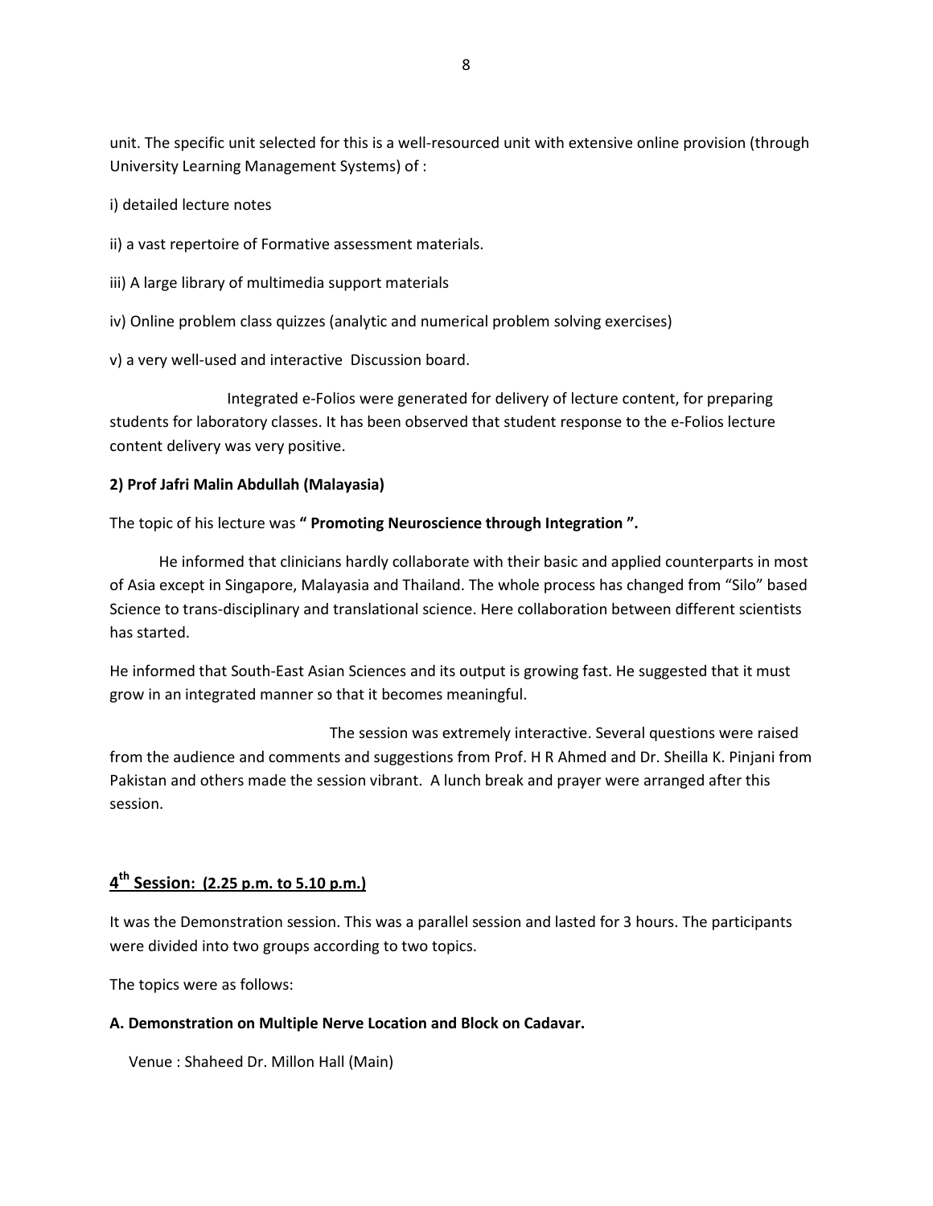unit. The specific unit selected for this is a well-resourced unit with extensive online provision (through University Learning Management Systems) of :

i) detailed lecture notes

ii) a vast repertoire of Formative assessment materials.

iii) A large library of multimedia support materials

iv) Online problem class quizzes (analytic and numerical problem solving exercises)

v) a very well-used and interactive Discussion board.

Integrated e-Folios were generated for delivery of lecture content, for preparing students for laboratory classes. It has been observed that student response to the e-Folios lecture content delivery was very positive.

**2) Prof Jafri Malin Abdullah (Malayasia)**

The topic of his lecture was **" Promoting Neuroscience through Integration ".**

He informed that clinicians hardly collaborate with their basic and applied counterparts in most of Asia except in Singapore, Malayasia and Thailand. The whole process has changed from "Silo" based Science to trans-disciplinary and translational science. Here collaboration between different scientists has started.

He informed that South-East Asian Sciences and its output is growing fast. He suggested that it must grow in an integrated manner so that it becomes meaningful.

The session was extremely interactive. Several questions were raised from the audience and comments and suggestions from Prof. H R Ahmed and Dr. Sheilla K. Pinjani from Pakistan and others made the session vibrant. A lunch break and prayer were arranged after this session.

## 4th Session: (2.25 p.m. to 5.10 p.m.)

It was the Demonstration session. This was a parallel session and lasted for 3 hours. The participants were divided into two groups according to two topics.

The topics were as follows:

**A. Demonstration on Multiple Nerve Location and Block on Cadavar.**

Venue : Shaheed Dr. Millon Hall (Main)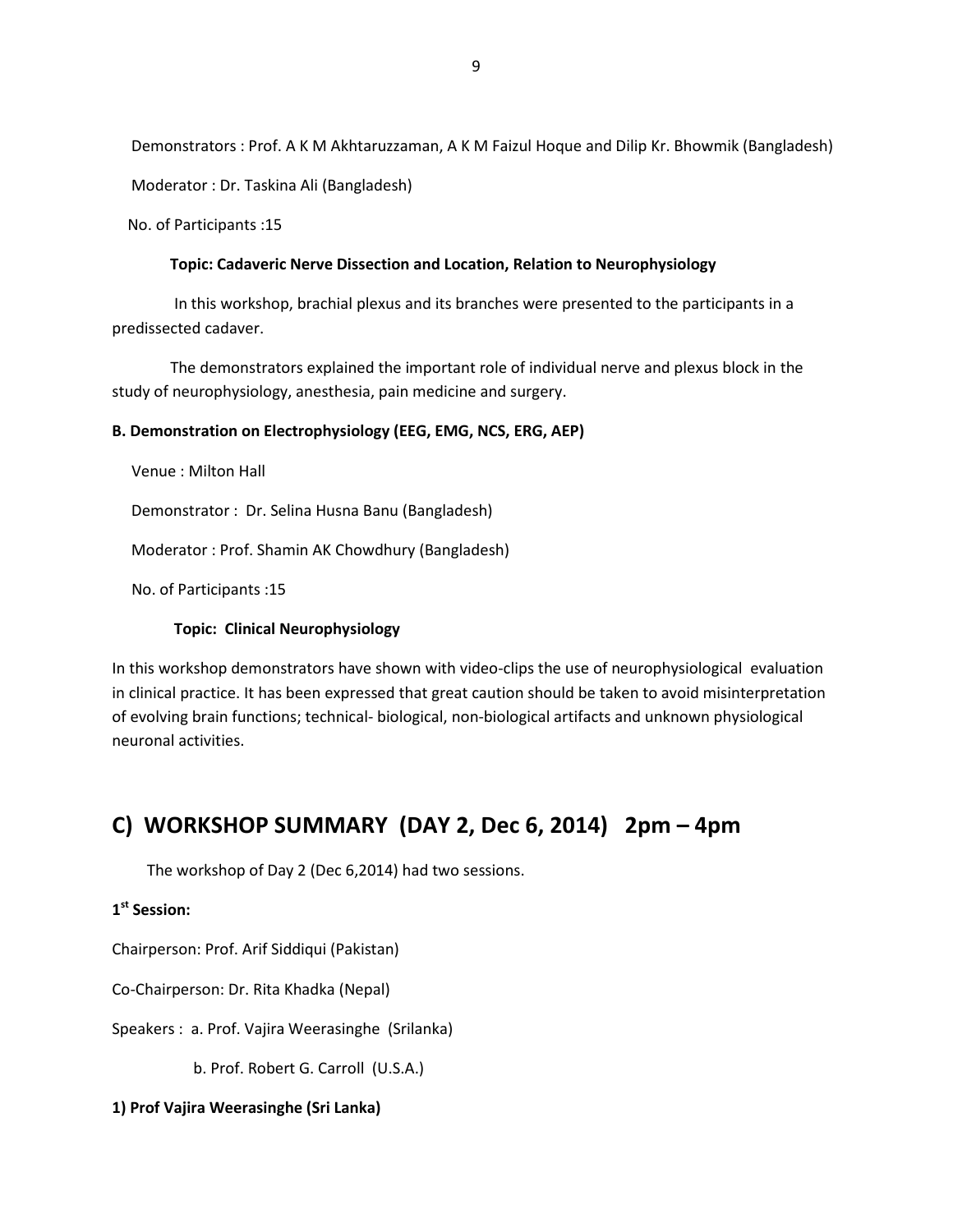Demonstrators : Prof. A K M Akhtaruzzaman, A K M Faizul Hoque and Dilip Kr. Bhowmik (Bangladesh)

Moderator : Dr. Taskina Ali (Bangladesh)

No. of Participants :15

**Topic: Cadaveric Nerve Dissection and Location, Relation to Neurophysiology**

In this workshop, brachial plexus and its branches were presented to the participants in a predissected cadaver.

The demonstrators explained the important role of individual nerve and plexus block in the study of neurophysiology, anesthesia, pain medicine and surgery.

**B. Demonstration on Electrophysiology (EEG, EMG, NCS, ERG, AEP)**

Venue : Milton Hall

Demonstrator : Dr. Selina Husna Banu (Bangladesh)

Moderator : Prof. Shamin AK Chowdhury (Bangladesh)

No. of Participants :15

**Topic: Clinical Neurophysiology**

In this workshop demonstrators have shown with video-clips the use of neurophysiological evaluation in clinical practice. It has been expressed that great caution should be taken to avoid misinterpretation of evolving brain functions; technical- biological, non-biological artifacts and unknown physiological neuronal activities.

## C) WORKSHOP SUMMARY (DAY 2, Dec 6, 2014) 2pm – 4pm

The workshop of Day 2 (Dec 6,2014) had two sessions.

**1st Session:**

Chairperson: Prof. Arif Siddiqui (Pakistan)

Co-Chairperson: Dr. Rita Khadka (Nepal)

Speakers : a. Prof. Vajira Weerasinghe (Srilanka)

b. Prof. Robert G. Carroll (U.S.A.)

**1) Prof Vajira Weerasinghe (Sri Lanka)**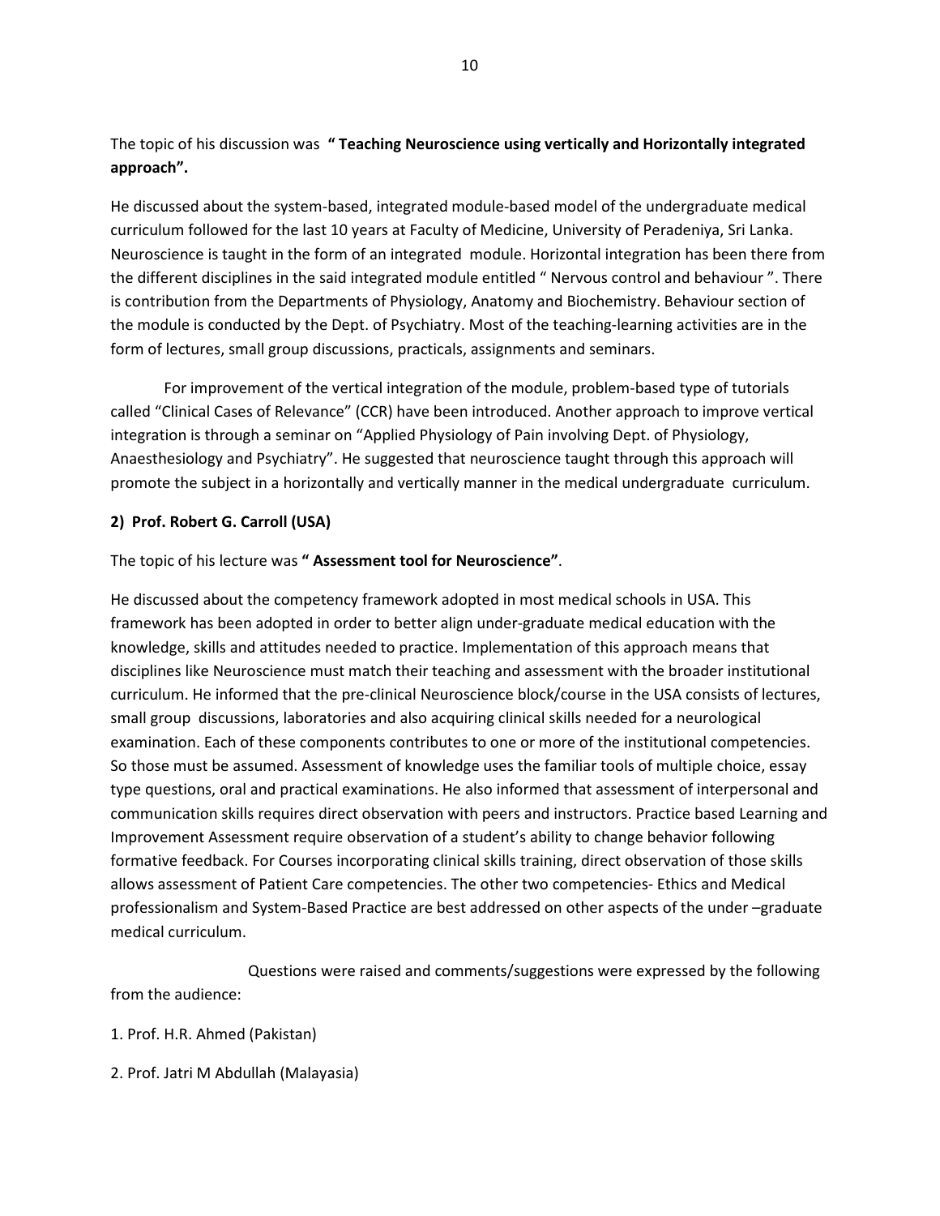The topic of his discussion was **" Teaching Neuroscience using vertically and Horizontally integrated approach".**

He discussed about the system-based, integrated module-based model of the undergraduate medical curriculum followed for the last 10 years at Faculty of Medicine, University of Peradeniya, Sri Lanka. Neuroscience is taught in the form of an integrated module. Horizontal integration has been there from the different disciplines in the said integrated module entitled " Nervous control and behaviour ". There is contribution from the Departments of Physiology, Anatomy and Biochemistry. Behaviour section of the module is conducted by the Dept. of Psychiatry. Most of the teaching-learning activities are in the form of lectures, small group discussions, practicals, assignments and seminars.

For improvement of the vertical integration of the module, problem-based type of tutorials called "Clinical Cases of Relevance" (CCR) have been introduced. Another approach to improve vertical integration is through a seminar on "Applied Physiology of Pain involving Dept. of Physiology, Anaesthesiology and Psychiatry". He suggested that neuroscience taught through this approach will promote the subject in a horizontally and vertically manner in the medical undergraduate curriculum.

**2) Prof. Robert G. Carroll (USA)**

The topic of his lecture was **" Assessment tool for Neuroscience"**.

He discussed about the competency framework adopted in most medical schools in USA. This framework has been adopted in order to better align under-graduate medical education with the knowledge, skills and attitudes needed to practice. Implementation of this approach means that disciplines like Neuroscience must match their teaching and assessment with the broader institutional curriculum. He informed that the pre-clinical Neuroscience block/course in the USA consists of lectures, small group discussions, laboratories and also acquiring clinical skills needed for a neurological examination. Each of these components contributes to one or more of the institutional competencies. So those must be assumed. Assessment of knowledge uses the familiar tools of multiple choice, essay type questions, oral and practical examinations. He also informed that assessment of interpersonal and communication skills requires direct observation with peers and instructors. Practice based Learning and Improvement Assessment require observation of a student's ability to change behavior following formative feedback. For Courses incorporating clinical skills training, direct observation of those skills allows assessment of Patient Care competencies. The other two competencies- Ethics and Medical professionalism and System-Based Practice are best addressed on other aspects of the under –graduate medical curriculum.

Questions were raised and comments/suggestions were expressed by the following from the audience:

1. Prof. H.R. Ahmed (Pakistan)

2. Prof. Jatri M Abdullah (Malayasia)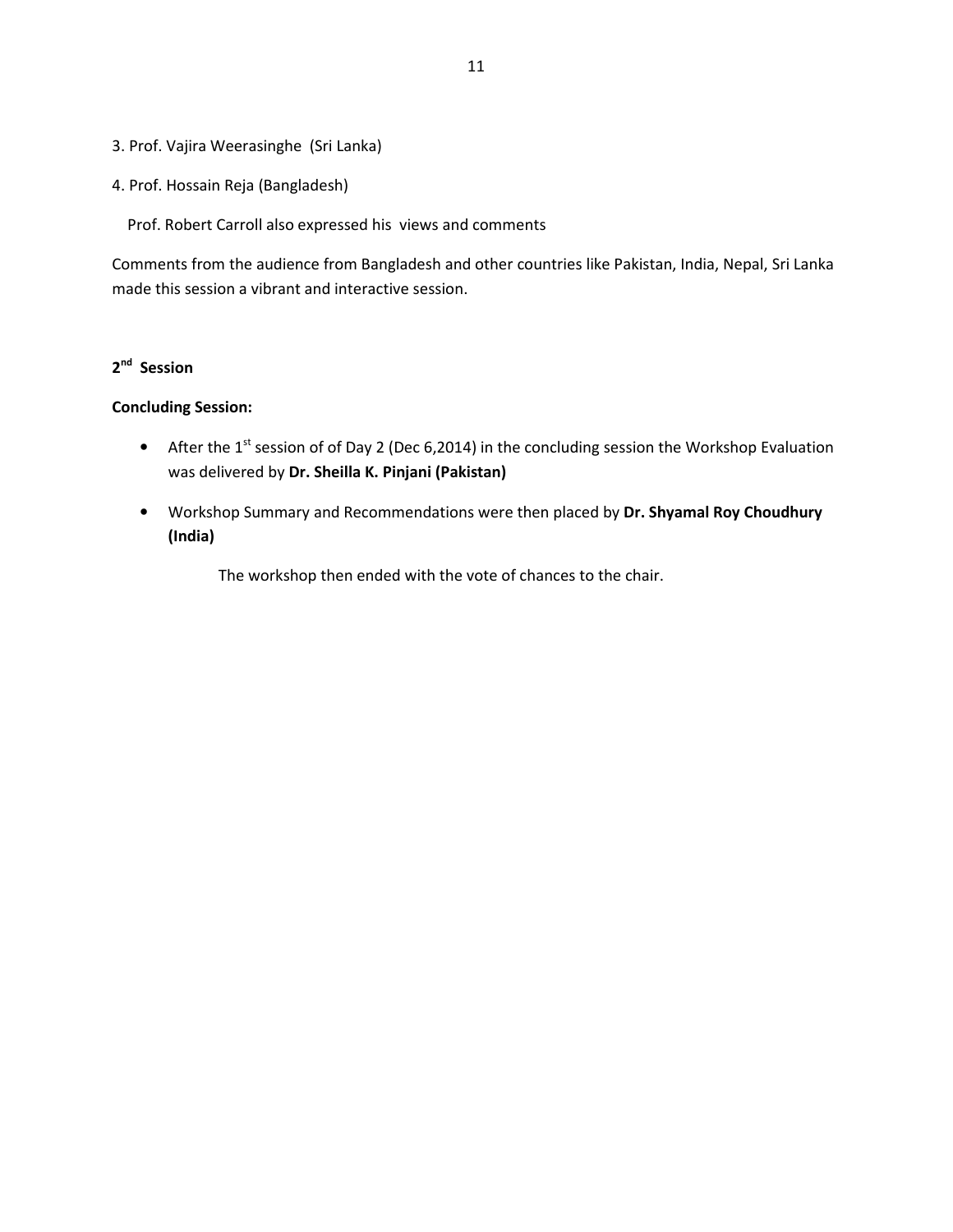3. Prof. Vajira Weerasinghe (Sri Lanka)

4. Prof. Hossain Reja (Bangladesh)

Prof. Robert Carroll also expressed his views and comments

Comments from the audience from Bangladesh and other countries like Pakistan, India, Nepal, Sri Lanka made this session a vibrant and interactive session.

**2nd Session**

**Concluding Session:**

- After the 1st session of of Day 2 (Dec 6,2014) in the concluding session the Workshop Evaluation was delivered by **Dr. Sheilla K. Pinjani (Pakistan)**

- Workshop Summary and Recommendations were then placed by **Dr. Shyamal Roy Choudhury (India)**

The workshop then ended with the vote of chances to the chair.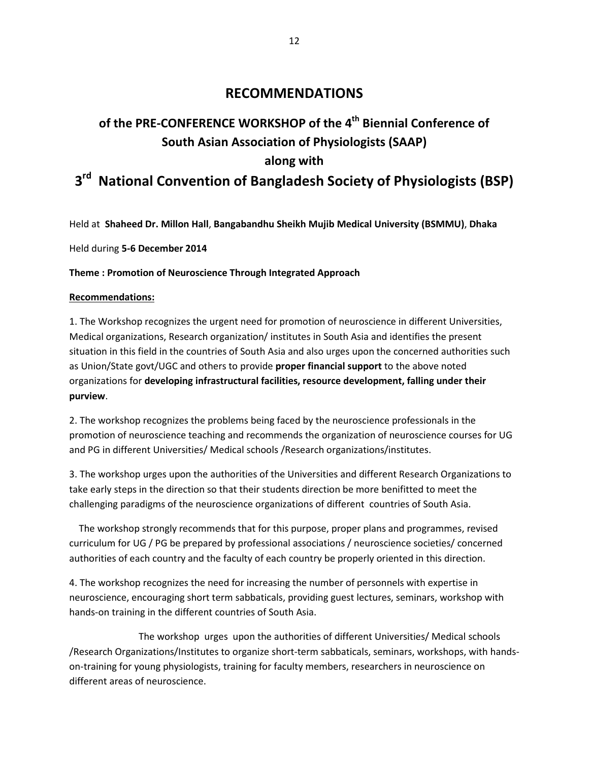# RECOMMENDATIONS

## of the PRE-CONFERENCE WORKSHOP of the 4th Biennial Conference of South Asian Association of Physiologists (SAAP) along with

## 3rd National Convention of Bangladesh Society of Physiologists (BSP)

Held at **Shaheed Dr. Millon Hall**, **Bangabandhu Sheikh Mujib Medical University (BSMMU)**, **Dhaka**

Held during **5-6 December 2014**

**Theme : Promotion of Neuroscience Through Integrated Approach**

**Recommendations:**

1. The Workshop recognizes the urgent need for promotion of neuroscience in different Universities, Medical organizations, Research organization/ institutes in South Asia and identifies the present situation in this field in the countries of South Asia and also urges upon the concerned authorities such as Union/State govt/UGC and others to provide **proper financial support** to the above noted organizations for **developing infrastructural facilities, resource development, falling under their purview**.

2. The workshop recognizes the problems being faced by the neuroscience professionals in the promotion of neuroscience teaching and recommends the organization of neuroscience courses for UG and PG in different Universities/ Medical schools /Research organizations/institutes.

3. The workshop urges upon the authorities of the Universities and different Research Organizations to take early steps in the direction so that their students direction be more benifitted to meet the challenging paradigms of the neuroscience organizations of different countries of South Asia.

The workshop strongly recommends that for this purpose, proper plans and programmes, revised curriculum for UG / PG be prepared by professional associations / neuroscience societies/ concerned authorities of each country and the faculty of each country be properly oriented in this direction.

4. The workshop recognizes the need for increasing the number of personnels with expertise in neuroscience, encouraging short term sabbaticals, providing guest lectures, seminars, workshop with hands-on training in the different countries of South Asia.

The workshop urges upon the authorities of different Universities/ Medical schools /Research Organizations/Institutes to organize short-term sabbaticals, seminars, workshops, with hands-on-training for young physiologists, training for faculty members, researchers in neuroscience on different areas of neuroscience.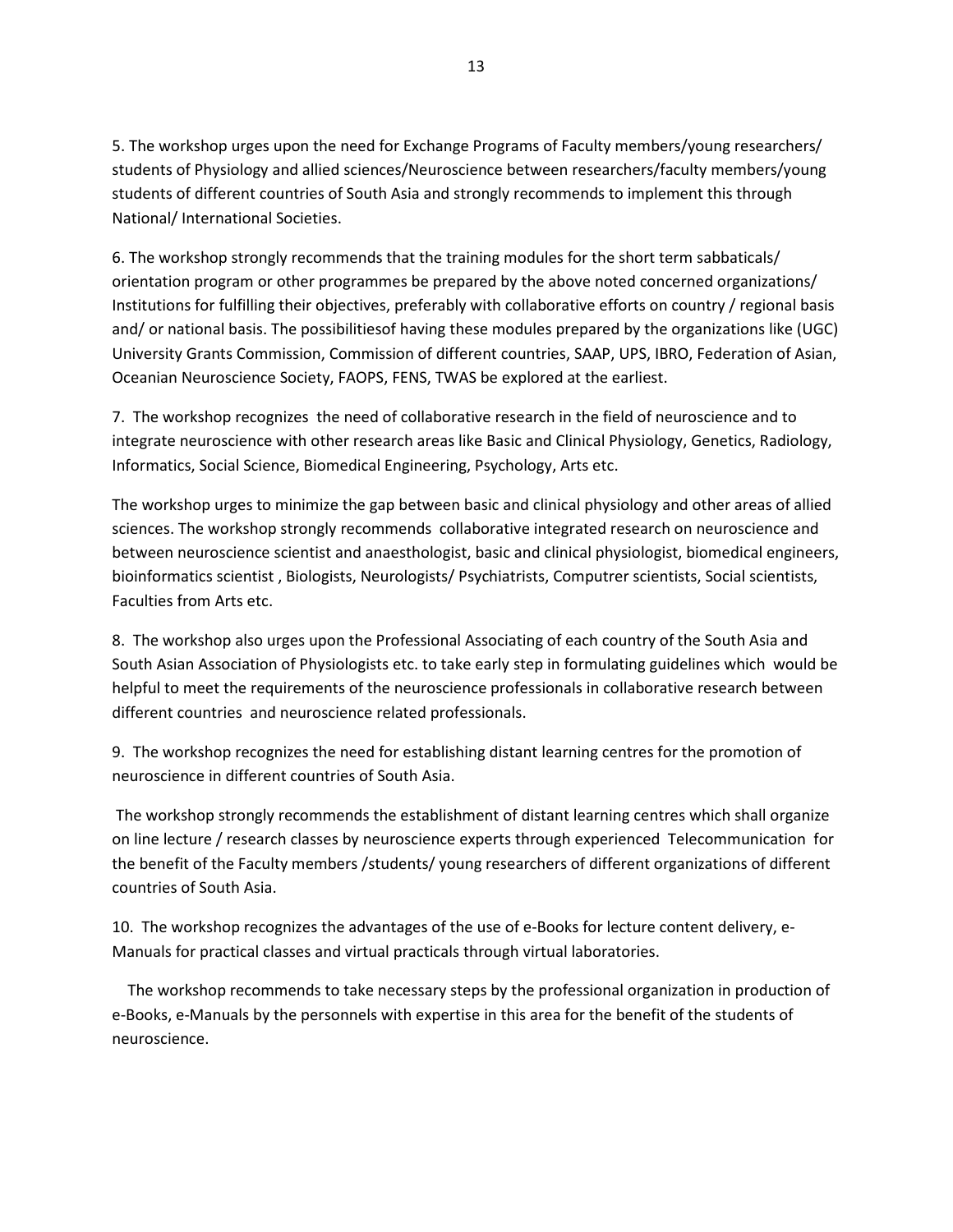5. The workshop urges upon the need for Exchange Programs of Faculty members/young researchers/ students of Physiology and allied sciences/Neuroscience between researchers/faculty members/young students of different countries of South Asia and strongly recommends to implement this through National/ International Societies.

6. The workshop strongly recommends that the training modules for the short term sabbaticals/ orientation program or other programmes be prepared by the above noted concerned organizations/ Institutions for fulfilling their objectives, preferably with collaborative efforts on country / regional basis and/ or national basis. The possibilitiesof having these modules prepared by the organizations like (UGC) University Grants Commission, Commission of different countries, SAAP, UPS, IBRO, Federation of Asian, Oceanian Neuroscience Society, FAOPS, FENS, TWAS be explored at the earliest.

7. The workshop recognizes the need of collaborative research in the field of neuroscience and to integrate neuroscience with other research areas like Basic and Clinical Physiology, Genetics, Radiology, Informatics, Social Science, Biomedical Engineering, Psychology, Arts etc.

The workshop urges to minimize the gap between basic and clinical physiology and other areas of allied sciences. The workshop strongly recommends collaborative integrated research on neuroscience and between neuroscience scientist and anaesthologist, basic and clinical physiologist, biomedical engineers, bioinformatics scientist , Biologists, Neurologists/ Psychiatrists, Computrer scientists, Social scientists, Faculties from Arts etc.

8. The workshop also urges upon the Professional Associating of each country of the South Asia and South Asian Association of Physiologists etc. to take early step in formulating guidelines which would be helpful to meet the requirements of the neuroscience professionals in collaborative research between different countries and neuroscience related professionals.

9. The workshop recognizes the need for establishing distant learning centres for the promotion of neuroscience in different countries of South Asia.

The workshop strongly recommends the establishment of distant learning centres which shall organize on line lecture / research classes by neuroscience experts through experienced Telecommunication for the benefit of the Faculty members /students/ young researchers of different organizations of different countries of South Asia.

10. The workshop recognizes the advantages of the use of e-Books for lecture content delivery, e-Manuals for practical classes and virtual practicals through virtual laboratories.

The workshop recommends to take necessary steps by the professional organization in production of e-Books, e-Manuals by the personnels with expertise in this area for the benefit of the students of neuroscience.